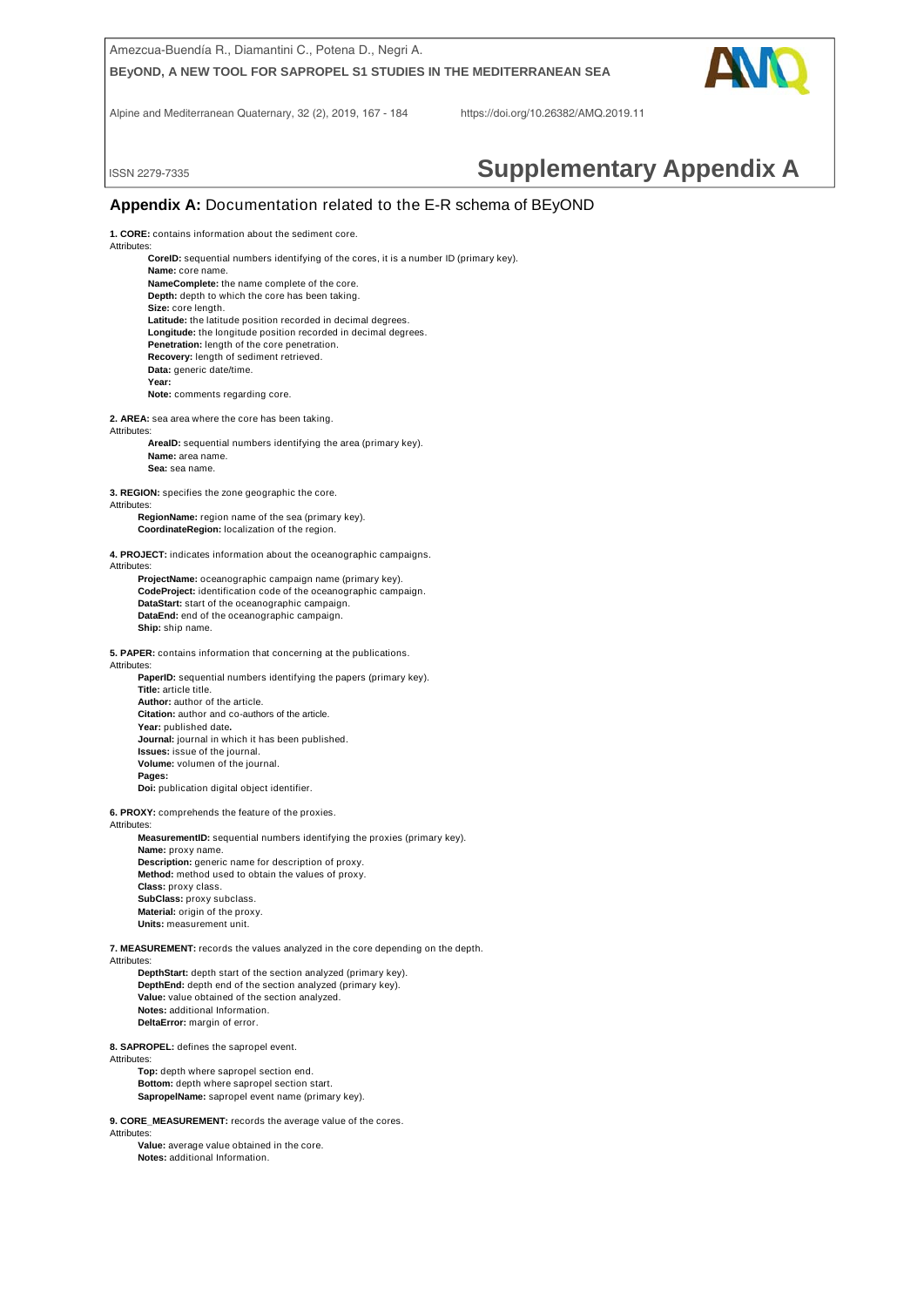Amezcua-Buendía R., Diamantini C., Potena D., Negri A.

**BEyOND, A NEW TOOL FOR SAPROPEL S1 STUDIES IN THE MEDITERRANEAN SEA**

Alpine and Mediterranean Quaternary, 32 (2), 2019, 167 - 184 https://doi.org/10.26382/AMQ.2019.11

ISSN 2279-7335

# Supplementary Appendix A

## Appendix A: Documentation related to the E-R schema of BEyOND

**1. CORE:** contains information about the sediment core.

Attributes:

- **CoreID:** sequential numbers identifying of the cores, it is a number ID (primary key).
- **Name:** core name.
- **NameComplete:** the name complete of the core.
- **Depth:** depth to which the core has been taking.
- **Size:** core length.
- **Latitude:** the latitude position recorded in decimal degrees.
- **Longitude:** the longitude position recorded in decimal degrees.
- **Penetration:** length of the core penetration.
- **Recovery:** length of sediment retrieved.
- **Data:** generic date/time.
- **Year:**
- **Note:** comments regarding core.

**2. AREA:** sea area where the core has been taking.

Attributes:

- **AreaID:** sequential numbers identifying the area (primary key).
- **Name:** area name.
- **Sea:** sea name.

**3. REGION:** specifies the zone geographic the core.

Attributes:

- **RegionName:** region name of the sea (primary key).
- **CoordinateRegion:** localization of the region.

**4. PROJECT:** indicates information about the oceanographic campaigns.

Attributes:

- **ProjectName:** oceanographic campaign name (primary key).
- **CodeProject:** identification code of the oceanographic campaign.
- **DataStart:** start of the oceanographic campaign.
- **DataEnd:** end of the oceanographic campaign.
- **Ship:** ship name.

**5. PAPER:** contains information that concerning at the publications.

Attributes:

- **PaperID:** sequential numbers identifying the papers (primary key).
- **Title:** article title.
- **Author:** author of the article.
- **Citation:** author and co-authors of the article.
- **Year:** published date**.**
- **Journal:** journal in which it has been published.
- **Issues:** issue of the journal.
- **Volume:** volumen of the journal.
- **Pages:**
- **Doi:** publication digital object identifier.

**6. PROXY:** comprehends the feature of the proxies.

Attributes:

- **MeasurementID:** sequential numbers identifying the proxies (primary key).
- **Name:** proxy name.
- **Description:** generic name for description of proxy.
- **Method:** method used to obtain the values of proxy.
- **Class:** proxy class.
- **SubClass:** proxy subclass.
- **Material:** origin of the proxy.
- **Units:** measurement unit.

**7. MEASUREMENT:** records the values analyzed in the core depending on the depth.

Attributes:

- **DepthStart:** depth start of the section analyzed (primary key).
- **DepthEnd:** depth end of the section analyzed (primary key).
- **Value:** value obtained of the section analyzed.
- **Notes:** additional Information.
- **DeltaError:** margin of error.

**8. SAPROPEL:** defines the sapropel event.

Attributes:

- **Top:** depth where sapropel section end.
- **Bottom:** depth where sapropel section start.
- **SapropelName:** sapropel event name (primary key).

**9. CORE_MEASUREMENT:** records the average value of the cores.

Attributes:

- **Value:** average value obtained in the core.
- **Notes:** additional Information.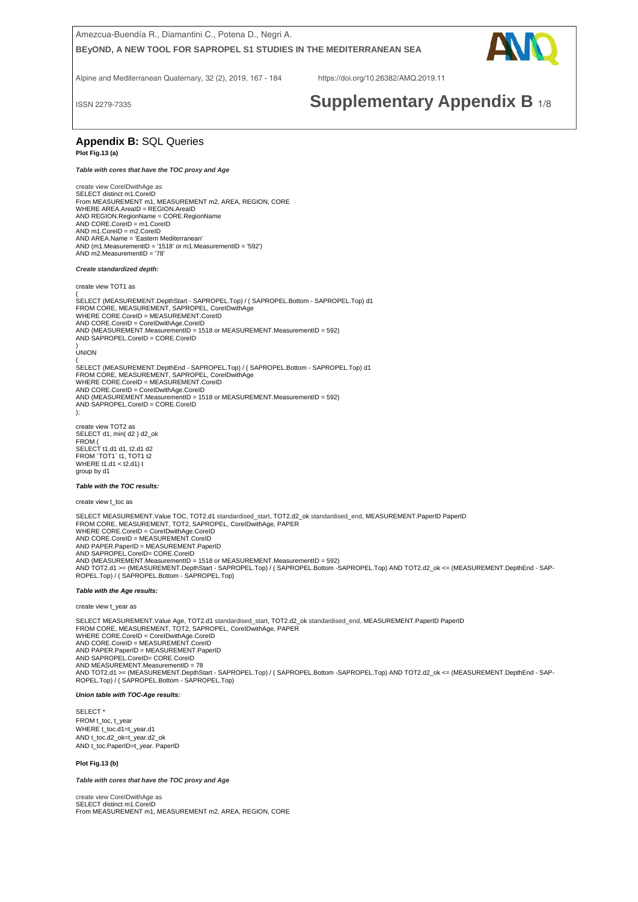## **Appendix B:** SQL Queries

**Plot Fig.13 (a)**

***Table with cores that have the TOC proxy and Age***

```
create view CoreIDwithAge as
SELECT distinct m1.CoreID
From MEASUREMENT m1, MEASUREMENT m2, AREA, REGION, CORE
WHERE AREA.AreaID = REGION.AreaID
AND REGION.RegionName = CORE.RegionName
AND CORE.CoreID = m1.CoreID
AND m1.CoreID = m2.CoreID
AND AREA.Name = 'Eastern Mediterranean'
AND (m1.MeasurementID = '1518' or m1.MeasurementID = '592')
AND m2.MeasurementID = '78'
```

***Create standardized depth:***

```
create view TOT1 as
(
SELECT (MEASUREMENT.DepthStart - SAPROPEL.Top) / ( SAPROPEL.Bottom - SAPROPEL.Top) d1
FROM CORE, MEASUREMENT, SAPROPEL, CoreIDwithAge
WHERE CORE.CoreID = MEASUREMENT.CoreID
AND CORE.CoreID = CoreIDwithAge.CoreID
AND (MEASUREMENT.MeasurementID = 1518 or MEASUREMENT.MeasurementID = 592)
AND SAPROPEL.CoreID = CORE.CoreID
)
UNION
(
SELECT (MEASUREMENT.DepthEnd - SAPROPEL.Top) / ( SAPROPEL.Bottom - SAPROPEL.Top) d1
FROM CORE, MEASUREMENT, SAPROPEL, CoreIDwithAge
WHERE CORE.CoreID = MEASUREMENT.CoreID
AND CORE.CoreID = CoreIDwithAge.CoreID
AND (MEASUREMENT.MeasurementID = 1518 or MEASUREMENT.MeasurementID = 592)
AND SAPROPEL.CoreID = CORE.CoreID
);

create view TOT2 as
SELECT d1, min( d2 ) d2_ok
FROM (
SELECT t1.d1 d1, t2.d1 d2
FROM `TOT1` t1, TOT1 t2
WHERE t1.d1 < t2.d1) t
group by d1
```

***Table with the TOC results:***

```
create view t_toc as

SELECT MEASUREMENT.Value TOC, TOT2.d1 standardised_start, TOT2.d2_ok standardised_end, MEASUREMENT.PaperID PaperID
FROM CORE, MEASUREMENT, TOT2, SAPROPEL, CoreIDwithAge, PAPER
WHERE CORE.CoreID = CoreIDwithAge.CoreID
AND CORE.CoreID = MEASUREMENT.CoreID
AND PAPER.PaperID = MEASUREMENT.PaperID
AND SAPROPEL.CoreID= CORE.CoreID
AND (MEASUREMENT.MeasurementID = 1518 or MEASUREMENT.MeasurementID = 592)
AND TOT2.d1 >= (MEASUREMENT.DepthStart - SAPROPEL.Top) / ( SAPROPEL.Bottom -SAPROPEL.Top) AND TOT2.d2_ok <= (MEASUREMENT.DepthEnd - SAPROPEL.Top) / ( SAPROPEL.Bottom - SAPROPEL.Top)
```

***Table with the Age results:***

```
create view t_year as

SELECT MEASUREMENT.Value Age, TOT2.d1 standardised_start, TOT2.d2_ok standardised_end, MEASUREMENT.PaperID PaperID
FROM CORE, MEASUREMENT, TOT2, SAPROPEL, CoreIDwithAge, PAPER
WHERE CORE.CoreID = CoreIDwithAge.CoreID
AND CORE.CoreID = MEASUREMENT.CoreID
AND PAPER.PaperID = MEASUREMENT.PaperID
AND SAPROPEL.CoreID= CORE.CoreID
AND MEASUREMENT.MeasurementID = 78
AND TOT2.d1 >= (MEASUREMENT.DepthStart - SAPROPEL.Top) / ( SAPROPEL.Bottom -SAPROPEL.Top) AND TOT2.d2_ok <= (MEASUREMENT.DepthEnd - SAPROPEL.Top) / ( SAPROPEL.Bottom - SAPROPEL.Top)
```

***Union table with TOC-Age results:***

```
SELECT *
FROM t_toc, t_year
WHERE t_toc.d1=t_year.d1
AND t_toc.d2_ok=t_year.d2_ok
AND t_toc.PaperID=t_year. PaperID
```

**Plot Fig.13 (b)**

***Table with cores that have the TOC proxy and Age***

```
create view CoreIDwithAge as
SELECT distinct m1.CoreID
From MEASUREMENT m1, MEASUREMENT m2, AREA, REGION, CORE
```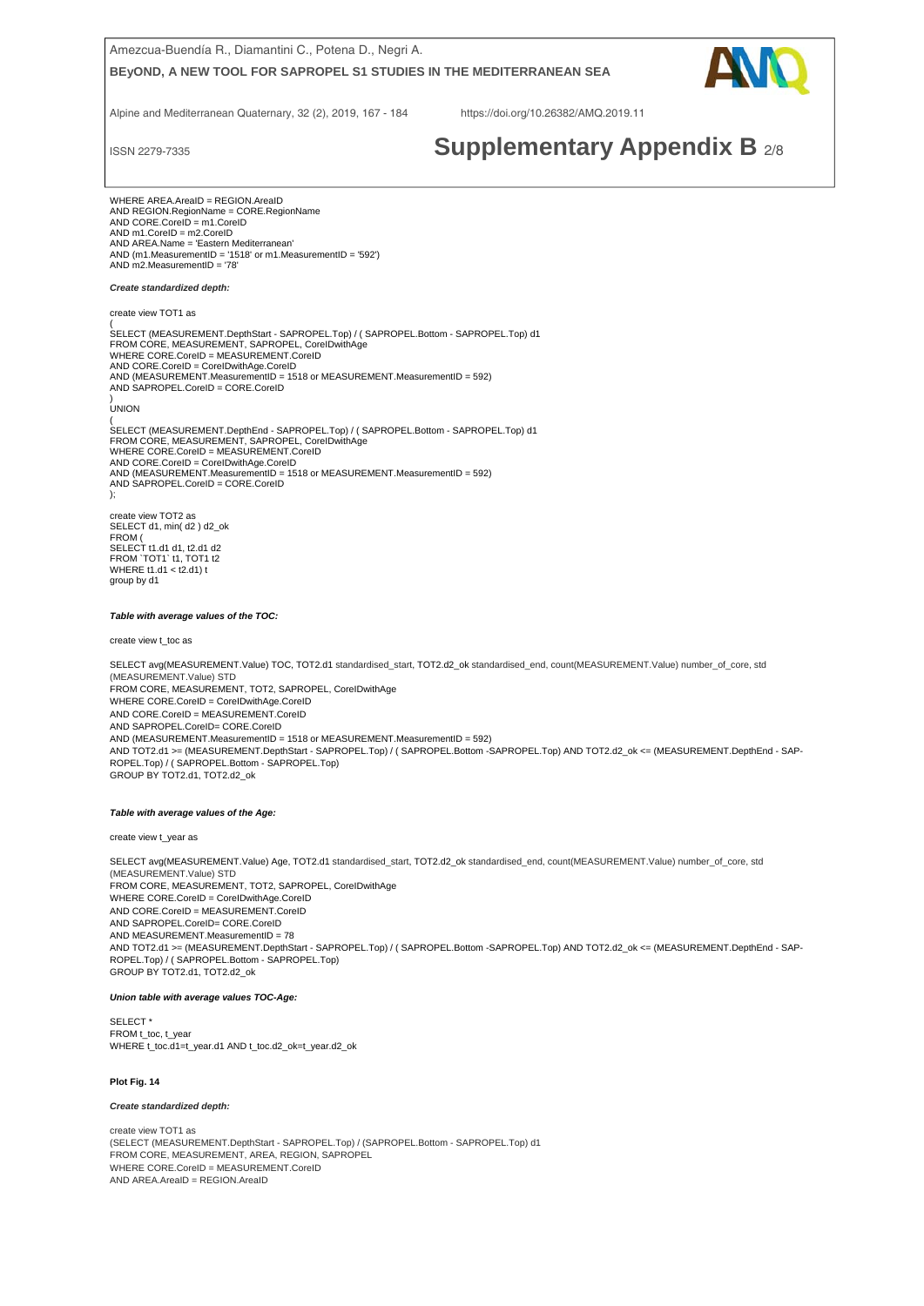```
WHERE AREA.AreaID = REGION.AreaID
AND REGION.RegionName = CORE.RegionName
AND CORE.CoreID = m1.CoreID
AND m1.CoreID = m2.CoreID
AND AREA.Name = 'Eastern Mediterranean'
AND (m1.MeasurementID = '1518' or m1.MeasurementID = '592')
AND m2.MeasurementID = '78'
```

***Create standardized depth:***

```
create view TOT1 as
(
SELECT (MEASUREMENT.DepthStart - SAPROPEL.Top) / ( SAPROPEL.Bottom - SAPROPEL.Top) d1
FROM CORE, MEASUREMENT, SAPROPEL, CoreIDwithAge
WHERE CORE.CoreID = MEASUREMENT.CoreID
AND CORE.CoreID = CoreIDwithAge.CoreID
AND (MEASUREMENT.MeasurementID = 1518 or MEASUREMENT.MeasurementID = 592)
AND SAPROPEL.CoreID = CORE.CoreID
)
UNION
(
SELECT (MEASUREMENT.DepthEnd - SAPROPEL.Top) / ( SAPROPEL.Bottom - SAPROPEL.Top) d1
FROM CORE, MEASUREMENT, SAPROPEL, CoreIDwithAge
WHERE CORE.CoreID = MEASUREMENT.CoreID
AND CORE.CoreID = CoreIDwithAge.CoreID
AND (MEASUREMENT.MeasurementID = 1518 or MEASUREMENT.MeasurementID = 592)
AND SAPROPEL.CoreID = CORE.CoreID
);

create view TOT2 as
SELECT d1, min( d2 ) d2_ok
FROM (
SELECT t1.d1 d1, t2.d1 d2
FROM `TOT1` t1, TOT1 t2
WHERE t1.d1 < t2.d1) t
group by d1
```

***Table with average values of the TOC:***

```
create view t_toc as

SELECT avg(MEASUREMENT.Value) TOC, TOT2.d1 standardised_start, TOT2.d2_ok standardised_end, count(MEASUREMENT.Value) number_of_core, std
(MEASUREMENT.Value) STD
FROM CORE, MEASUREMENT, TOT2, SAPROPEL, CoreIDwithAge
WHERE CORE.CoreID = CoreIDwithAge.CoreID
AND CORE.CoreID = MEASUREMENT.CoreID
AND SAPROPEL.CoreID= CORE.CoreID
AND (MEASUREMENT.MeasurementID = 1518 or MEASUREMENT.MeasurementID = 592)
AND TOT2.d1 >= (MEASUREMENT.DepthStart - SAPROPEL.Top) / ( SAPROPEL.Bottom -SAPROPEL.Top) AND TOT2.d2_ok <= (MEASUREMENT.DepthEnd - SAP-
ROPEL.Top) / ( SAPROPEL.Bottom - SAPROPEL.Top)
GROUP BY TOT2.d1, TOT2.d2_ok
```

***Table with average values of the Age:***

```
create view t_year as

SELECT avg(MEASUREMENT.Value) Age, TOT2.d1 standardised_start, TOT2.d2_ok standardised_end, count(MEASUREMENT.Value) number_of_core, std
(MEASUREMENT.Value) STD
FROM CORE, MEASUREMENT, TOT2, SAPROPEL, CoreIDwithAge
WHERE CORE.CoreID = CoreIDwithAge.CoreID
AND CORE.CoreID = MEASUREMENT.CoreID
AND SAPROPEL.CoreID= CORE.CoreID
AND MEASUREMENT.MeasurementID = 78
AND TOT2.d1 >= (MEASUREMENT.DepthStart - SAPROPEL.Top) / ( SAPROPEL.Bottom -SAPROPEL.Top) AND TOT2.d2_ok <= (MEASUREMENT.DepthEnd - SAP-
ROPEL.Top) / ( SAPROPEL.Bottom - SAPROPEL.Top)
GROUP BY TOT2.d1, TOT2.d2_ok
```

***Union table with average values TOC-Age:***

```
SELECT *
FROM t_toc, t_year
WHERE t_toc.d1=t_year.d1 AND t_toc.d2_ok=t_year.d2_ok
```

**Plot Fig. 14**

***Create standardized depth:***

```
create view TOT1 as
(SELECT (MEASUREMENT.DepthStart - SAPROPEL.Top) / (SAPROPEL.Bottom - SAPROPEL.Top) d1
FROM CORE, MEASUREMENT, AREA, REGION, SAPROPEL
WHERE CORE.CoreID = MEASUREMENT.CoreID
AND AREA.AreaID = REGION.AreaID
```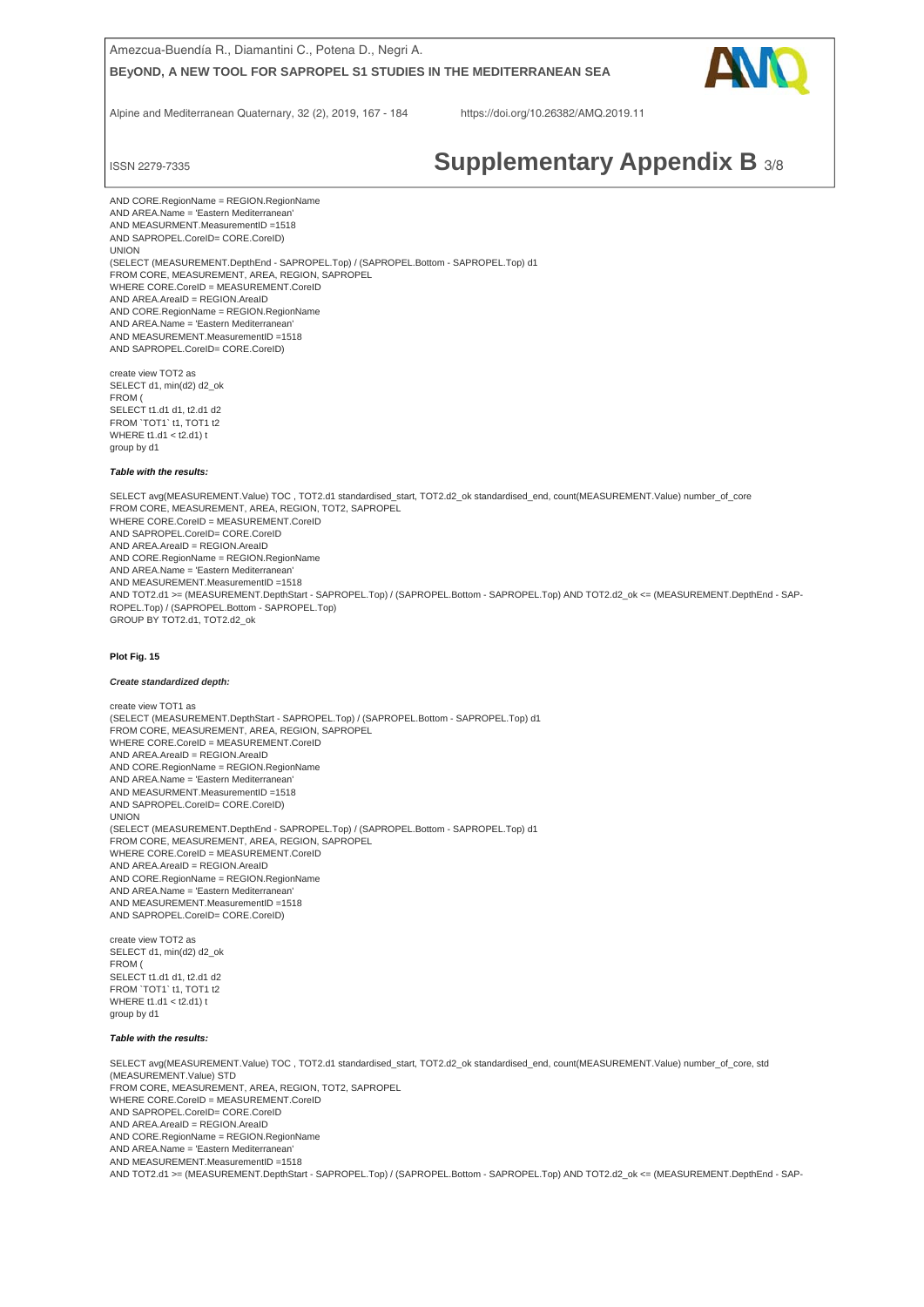```
AND CORE.RegionName = REGION.RegionName
AND AREA.Name = 'Eastern Mediterranean'
AND MEASURMENT.MeasurementID =1518
AND SAPROPEL.CoreID= CORE.CoreID)
UNION
(SELECT (MEASUREMENT.DepthEnd - SAPROPEL.Top) / (SAPROPEL.Bottom - SAPROPEL.Top) d1
FROM CORE, MEASUREMENT, AREA, REGION, SAPROPEL
WHERE CORE.CoreID = MEASUREMENT.CoreID
AND AREA.AreaID = REGION.AreaID
AND CORE.RegionName = REGION.RegionName
AND AREA.Name = 'Eastern Mediterranean'
AND MEASUREMENT.MeasurementID =1518
AND SAPROPEL.CoreID= CORE.CoreID)

create view TOT2 as
SELECT d1, min(d2) d2_ok
FROM (
SELECT t1.d1 d1, t2.d1 d2
FROM `TOT1` t1, TOT1 t2
WHERE t1.d1 < t2.d1) t
group by d1
```

***Table with the results:***

```
SELECT avg(MEASUREMENT.Value) TOC , TOT2.d1 standardised_start, TOT2.d2_ok standardised_end, count(MEASUREMENT.Value) number_of_core
FROM CORE, MEASUREMENT, AREA, REGION, TOT2, SAPROPEL
WHERE CORE.CoreID = MEASUREMENT.CoreID
AND SAPROPEL.CoreID= CORE.CoreID
AND AREA.AreaID = REGION.AreaID
AND CORE.RegionName = REGION.RegionName
AND AREA.Name = 'Eastern Mediterranean'
AND MEASUREMENT.MeasurementID =1518
AND TOT2.d1 >= (MEASUREMENT.DepthStart - SAPROPEL.Top) / (SAPROPEL.Bottom - SAPROPEL.Top) AND TOT2.d2_ok <= (MEASUREMENT.DepthEnd - SAPROPEL.Top) / (SAPROPEL.Bottom - SAPROPEL.Top)
GROUP BY TOT2.d1, TOT2.d2_ok
```

**Plot Fig. 15**

***Create standardized depth:***

```
create view TOT1 as
(SELECT (MEASUREMENT.DepthStart - SAPROPEL.Top) / (SAPROPEL.Bottom - SAPROPEL.Top) d1
FROM CORE, MEASUREMENT, AREA, REGION, SAPROPEL
WHERE CORE.CoreID = MEASUREMENT.CoreID
AND AREA.AreaID = REGION.AreaID
AND CORE.RegionName = REGION.RegionName
AND AREA.Name = 'Eastern Mediterranean'
AND MEASURMENT.MeasurementID =1518
AND SAPROPEL.CoreID= CORE.CoreID)
UNION
(SELECT (MEASUREMENT.DepthEnd - SAPROPEL.Top) / (SAPROPEL.Bottom - SAPROPEL.Top) d1
FROM CORE, MEASUREMENT, AREA, REGION, SAPROPEL
WHERE CORE.CoreID = MEASUREMENT.CoreID
AND AREA.AreaID = REGION.AreaID
AND CORE.RegionName = REGION.RegionName
AND AREA.Name = 'Eastern Mediterranean'
AND MEASUREMENT.MeasurementID =1518
AND SAPROPEL.CoreID= CORE.CoreID)

create view TOT2 as
SELECT d1, min(d2) d2_ok
FROM (
SELECT t1.d1 d1, t2.d1 d2
FROM `TOT1` t1, TOT1 t2
WHERE t1.d1 < t2.d1) t
group by d1
```

***Table with the results:***

```
SELECT avg(MEASUREMENT.Value) TOC , TOT2.d1 standardised_start, TOT2.d2_ok standardised_end, count(MEASUREMENT.Value) number_of_core, std
(MEASUREMENT.Value) STD
FROM CORE, MEASUREMENT, AREA, REGION, TOT2, SAPROPEL
WHERE CORE.CoreID = MEASUREMENT.CoreID
AND SAPROPEL.CoreID= CORE.CoreID
AND AREA.AreaID = REGION.AreaID
AND CORE.RegionName = REGION.RegionName
AND AREA.Name = 'Eastern Mediterranean'
AND MEASUREMENT.MeasurementID =1518
AND TOT2.d1 >= (MEASUREMENT.DepthStart - SAPROPEL.Top) / (SAPROPEL.Bottom - SAPROPEL.Top) AND TOT2.d2_ok <= (MEASUREMENT.DepthEnd - SAP-
```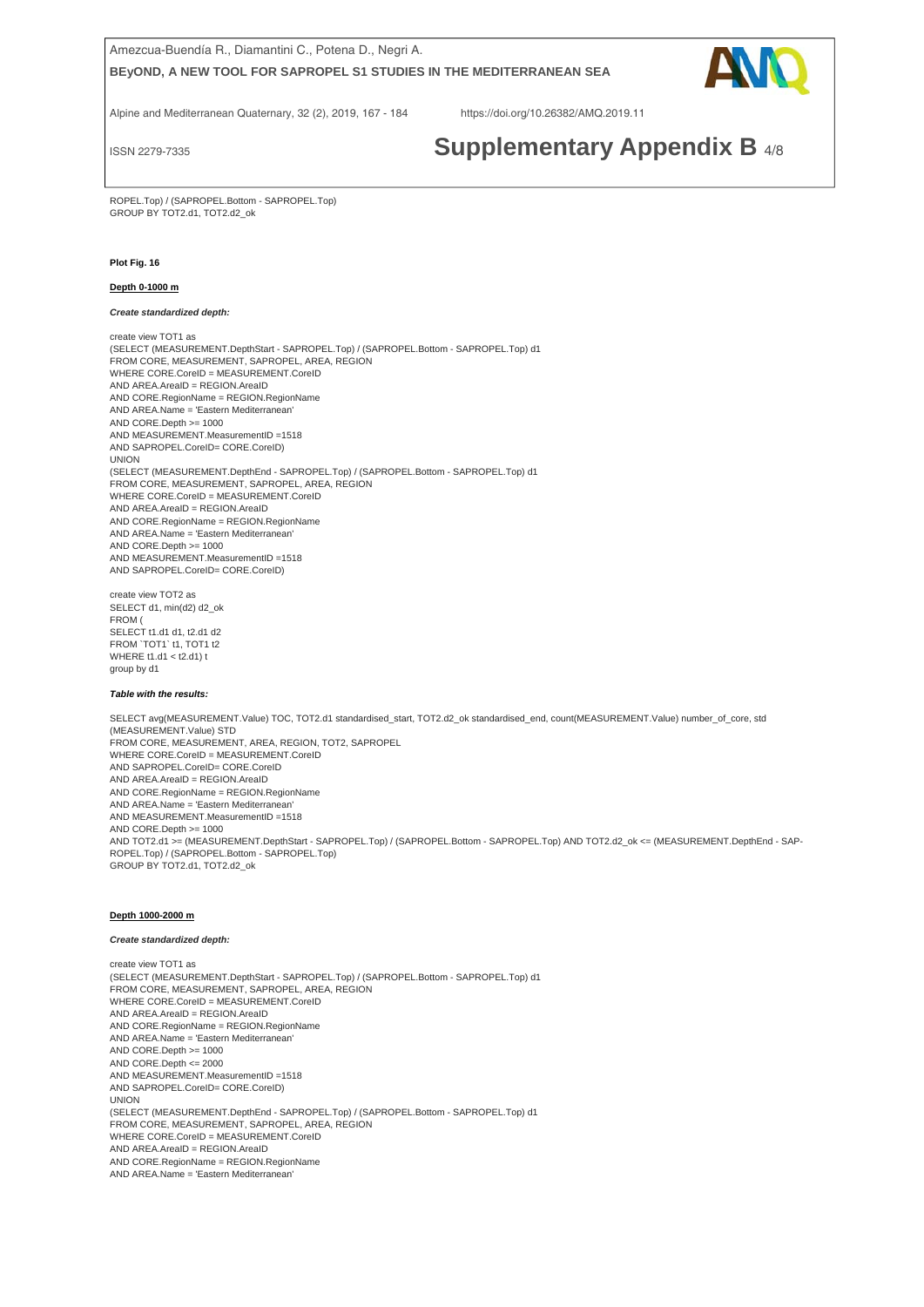```
ROPEL.Top) / (SAPROPEL.Bottom - SAPROPEL.Top)
GROUP BY TOT2.d1, TOT2.d2_ok
```

**Plot Fig. 16**

**Depth 0-1000 m**

***Create standardized depth:***

```
create view TOT1 as
(SELECT (MEASUREMENT.DepthStart - SAPROPEL.Top) / (SAPROPEL.Bottom - SAPROPEL.Top) d1
FROM CORE, MEASUREMENT, SAPROPEL, AREA, REGION
WHERE CORE.CoreID = MEASUREMENT.CoreID
AND AREA.AreaID = REGION.AreaID
AND CORE.RegionName = REGION.RegionName
AND AREA.Name = 'Eastern Mediterranean'
AND CORE.Depth >= 1000
AND MEASUREMENT.MeasurementID =1518
AND SAPROPEL.CoreID= CORE.CoreID)
UNION
(SELECT (MEASUREMENT.DepthEnd - SAPROPEL.Top) / (SAPROPEL.Bottom - SAPROPEL.Top) d1
FROM CORE, MEASUREMENT, SAPROPEL, AREA, REGION
WHERE CORE.CoreID = MEASUREMENT.CoreID
AND AREA.AreaID = REGION.AreaID
AND CORE.RegionName = REGION.RegionName
AND AREA.Name = 'Eastern Mediterranean'
AND CORE.Depth >= 1000
AND MEASUREMENT.MeasurementID =1518
AND SAPROPEL.CoreID= CORE.CoreID)

create view TOT2 as
SELECT d1, min(d2) d2_ok
FROM (
SELECT t1.d1 d1, t2.d1 d2
FROM `TOT1` t1, TOT1 t2
WHERE t1.d1 < t2.d1) t
group by d1
```

***Table with the results:***

```
SELECT avg(MEASUREMENT.Value) TOC, TOT2.d1 standardised_start, TOT2.d2_ok standardised_end, count(MEASUREMENT.Value) number_of_core, std
(MEASUREMENT.Value) STD
FROM CORE, MEASUREMENT, AREA, REGION, TOT2, SAPROPEL
WHERE CORE.CoreID = MEASUREMENT.CoreID
AND SAPROPEL.CoreID= CORE.CoreID
AND AREA.AreaID = REGION.AreaID
AND CORE.RegionName = REGION.RegionName
AND AREA.Name = 'Eastern Mediterranean'
AND MEASUREMENT.MeasurementID =1518
AND CORE.Depth >= 1000
AND TOT2.d1 >= (MEASUREMENT.DepthStart - SAPROPEL.Top) / (SAPROPEL.Bottom - SAPROPEL.Top) AND TOT2.d2_ok <= (MEASUREMENT.DepthEnd - SAP-
ROPEL.Top) / (SAPROPEL.Bottom - SAPROPEL.Top)
GROUP BY TOT2.d1, TOT2.d2_ok
```

**Depth 1000-2000 m**

***Create standardized depth:***

```
create view TOT1 as
(SELECT (MEASUREMENT.DepthStart - SAPROPEL.Top) / (SAPROPEL.Bottom - SAPROPEL.Top) d1
FROM CORE, MEASUREMENT, SAPROPEL, AREA, REGION
WHERE CORE.CoreID = MEASUREMENT.CoreID
AND AREA.AreaID = REGION.AreaID
AND CORE.RegionName = REGION.RegionName
AND AREA.Name = 'Eastern Mediterranean'
AND CORE.Depth >= 1000
AND CORE.Depth <= 2000
AND MEASUREMENT.MeasurementID =1518
AND SAPROPEL.CoreID= CORE.CoreID)
UNION
(SELECT (MEASUREMENT.DepthEnd - SAPROPEL.Top) / (SAPROPEL.Bottom - SAPROPEL.Top) d1
FROM CORE, MEASUREMENT, SAPROPEL, AREA, REGION
WHERE CORE.CoreID = MEASUREMENT.CoreID
AND AREA.AreaID = REGION.AreaID
AND CORE.RegionName = REGION.RegionName
AND AREA.Name = 'Eastern Mediterranean'
```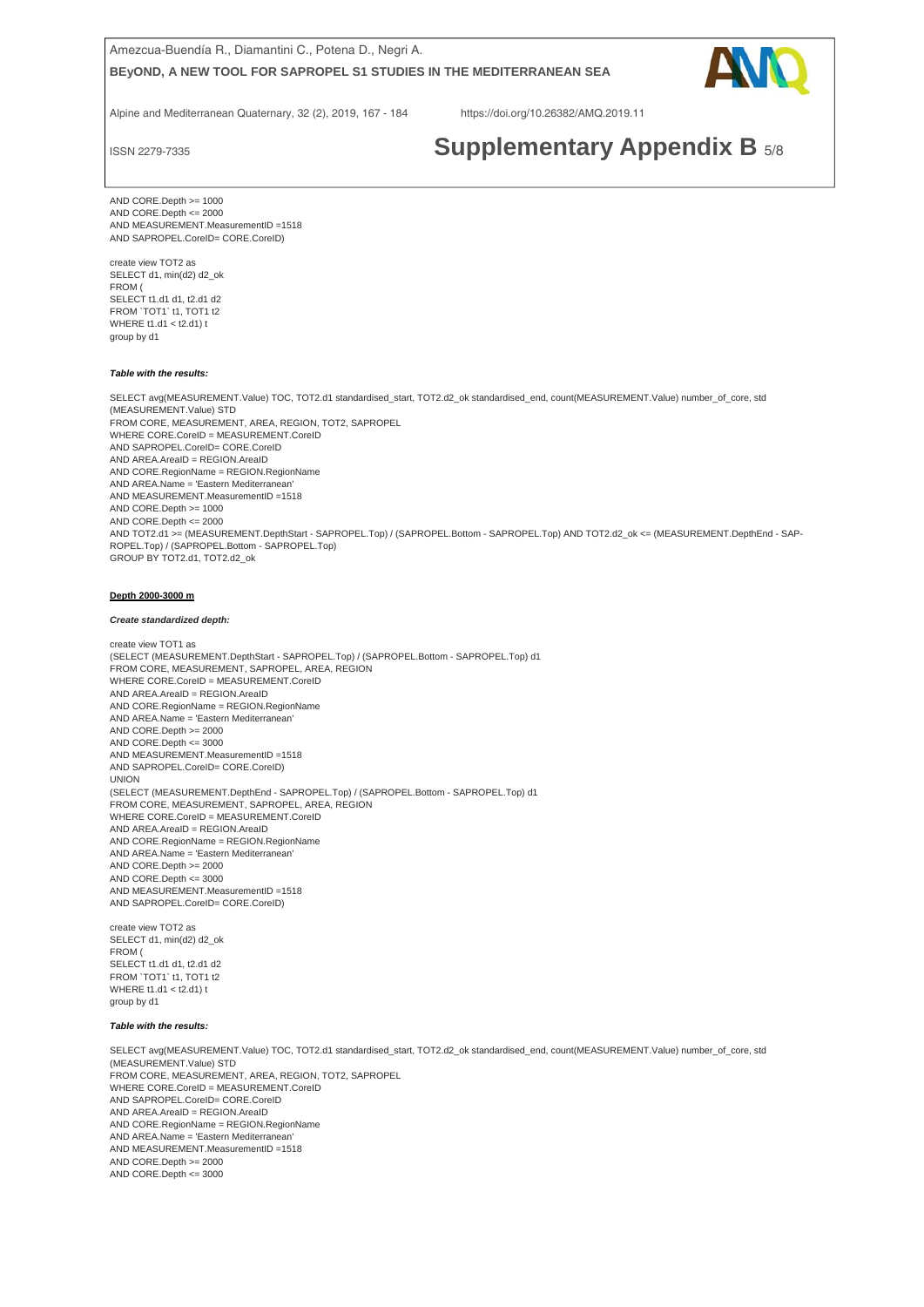```
AND CORE.Depth >= 1000
AND CORE.Depth <= 2000
AND MEASUREMENT.MeasurementID =1518
AND SAPROPEL.CoreID= CORE.CoreID)
```

```
create view TOT2 as
SELECT d1, min(d2) d2_ok
FROM (
SELECT t1.d1 d1, t2.d1 d2
FROM `TOT1` t1, TOT1 t2
WHERE t1.d1 < t2.d1) t
group by d1
```

***Table with the results:***

```
SELECT avg(MEASUREMENT.Value) TOC, TOT2.d1 standardised_start, TOT2.d2_ok standardised_end, count(MEASUREMENT.Value) number_of_core, std
(MEASUREMENT.Value) STD
FROM CORE, MEASUREMENT, AREA, REGION, TOT2, SAPROPEL
WHERE CORE.CoreID = MEASUREMENT.CoreID
AND SAPROPEL.CoreID= CORE.CoreID
AND AREA.AreaID = REGION.AreaID
AND CORE.RegionName = REGION.RegionName
AND AREA.Name = 'Eastern Mediterranean'
AND MEASUREMENT.MeasurementID =1518
AND CORE.Depth >= 1000
AND CORE.Depth <= 2000
AND TOT2.d1 >= (MEASUREMENT.DepthStart - SAPROPEL.Top) / (SAPROPEL.Bottom - SAPROPEL.Top) AND TOT2.d2_ok <= (MEASUREMENT.DepthEnd - SAPROPEL.Top) / (SAPROPEL.Bottom - SAPROPEL.Top)
GROUP BY TOT2.d1, TOT2.d2_ok
```

**Depth 2000-3000 m**

***Create standardized depth:***

```
create view TOT1 as
(SELECT (MEASUREMENT.DepthStart - SAPROPEL.Top) / (SAPROPEL.Bottom - SAPROPEL.Top) d1
FROM CORE, MEASUREMENT, SAPROPEL, AREA, REGION
WHERE CORE.CoreID = MEASUREMENT.CoreID
AND AREA.AreaID = REGION.AreaID
AND CORE.RegionName = REGION.RegionName
AND AREA.Name = 'Eastern Mediterranean'
AND CORE.Depth >= 2000
AND CORE.Depth <= 3000
AND MEASUREMENT.MeasurementID =1518
AND SAPROPEL.CoreID= CORE.CoreID)
UNION
(SELECT (MEASUREMENT.DepthEnd - SAPROPEL.Top) / (SAPROPEL.Bottom - SAPROPEL.Top) d1
FROM CORE, MEASUREMENT, SAPROPEL, AREA, REGION
WHERE CORE.CoreID = MEASUREMENT.CoreID
AND AREA.AreaID = REGION.AreaID
AND CORE.RegionName = REGION.RegionName
AND AREA.Name = 'Eastern Mediterranean'
AND CORE.Depth >= 2000
AND CORE.Depth <= 3000
AND MEASUREMENT.MeasurementID =1518
AND SAPROPEL.CoreID= CORE.CoreID)
```

```
create view TOT2 as
SELECT d1, min(d2) d2_ok
FROM (
SELECT t1.d1 d1, t2.d1 d2
FROM `TOT1` t1, TOT1 t2
WHERE t1.d1 < t2.d1) t
group by d1
```

***Table with the results:***

```
SELECT avg(MEASUREMENT.Value) TOC, TOT2.d1 standardised_start, TOT2.d2_ok standardised_end, count(MEASUREMENT.Value) number_of_core, std
(MEASUREMENT.Value) STD
FROM CORE, MEASUREMENT, AREA, REGION, TOT2, SAPROPEL
WHERE CORE.CoreID = MEASUREMENT.CoreID
AND SAPROPEL.CoreID= CORE.CoreID
AND AREA.AreaID = REGION.AreaID
AND CORE.RegionName = REGION.RegionName
AND AREA.Name = 'Eastern Mediterranean'
AND MEASUREMENT.MeasurementID =1518
AND CORE.Depth >= 2000
AND CORE.Depth <= 3000
```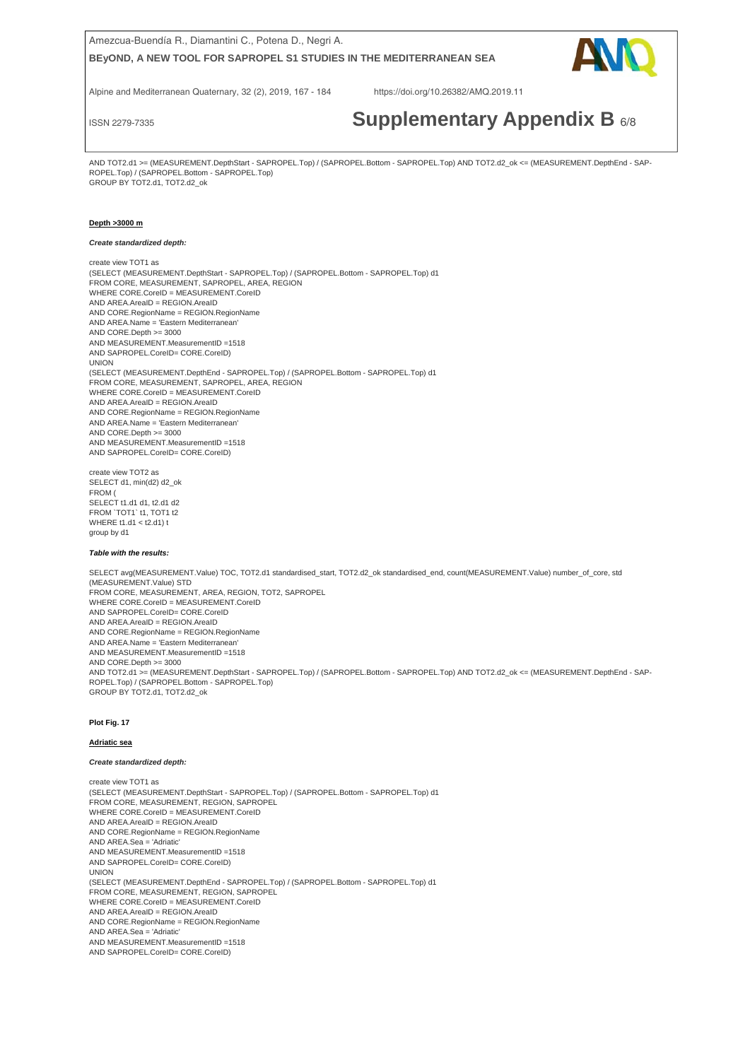```
AND TOT2.d1 >= (MEASUREMENT.DepthStart - SAPROPEL.Top) / (SAPROPEL.Bottom - SAPROPEL.Top) AND TOT2.d2_ok <= (MEASUREMENT.DepthEnd - SAPROPEL.Top) / (SAPROPEL.Bottom - SAPROPEL.Top)
GROUP BY TOT2.d1, TOT2.d2_ok
```

**Depth >3000 m**

***Create standardized depth:***

```
create view TOT1 as
(SELECT (MEASUREMENT.DepthStart - SAPROPEL.Top) / (SAPROPEL.Bottom - SAPROPEL.Top) d1
FROM CORE, MEASUREMENT, SAPROPEL, AREA, REGION
WHERE CORE.CoreID = MEASUREMENT.CoreID
AND AREA.AreaID = REGION.AreaID
AND CORE.RegionName = REGION.RegionName
AND AREA.Name = 'Eastern Mediterranean'
AND CORE.Depth >= 3000
AND MEASUREMENT.MeasurementID =1518
AND SAPROPEL.CoreID= CORE.CoreID)
UNION
(SELECT (MEASUREMENT.DepthEnd - SAPROPEL.Top) / (SAPROPEL.Bottom - SAPROPEL.Top) d1
FROM CORE, MEASUREMENT, SAPROPEL, AREA, REGION
WHERE CORE.CoreID = MEASUREMENT.CoreID
AND AREA.AreaID = REGION.AreaID
AND CORE.RegionName = REGION.RegionName
AND AREA.Name = 'Eastern Mediterranean'
AND CORE.Depth >= 3000
AND MEASUREMENT.MeasurementID =1518
AND SAPROPEL.CoreID= CORE.CoreID)

create view TOT2 as
SELECT d1, min(d2) d2_ok
FROM (
SELECT t1.d1 d1, t2.d1 d2
FROM `TOT1` t1, TOT1 t2
WHERE t1.d1 < t2.d1) t
group by d1
```

***Table with the results:***

```
SELECT avg(MEASUREMENT.Value) TOC, TOT2.d1 standardised_start, TOT2.d2_ok standardised_end, count(MEASUREMENT.Value) number_of_core, std
(MEASUREMENT.Value) STD
FROM CORE, MEASUREMENT, AREA, REGION, TOT2, SAPROPEL
WHERE CORE.CoreID = MEASUREMENT.CoreID
AND SAPROPEL.CoreID= CORE.CoreID
AND AREA.AreaID = REGION.AreaID
AND CORE.RegionName = REGION.RegionName
AND AREA.Name = 'Eastern Mediterranean'
AND MEASUREMENT.MeasurementID =1518
AND CORE.Depth >= 3000
AND TOT2.d1 >= (MEASUREMENT.DepthStart - SAPROPEL.Top) / (SAPROPEL.Bottom - SAPROPEL.Top) AND TOT2.d2_ok <= (MEASUREMENT.DepthEnd - SAPROPEL.Top) / (SAPROPEL.Bottom - SAPROPEL.Top)
GROUP BY TOT2.d1, TOT2.d2_ok
```

**Plot Fig. 17**

**Adriatic sea**

***Create standardized depth:***

```
create view TOT1 as
(SELECT (MEASUREMENT.DepthStart - SAPROPEL.Top) / (SAPROPEL.Bottom - SAPROPEL.Top) d1
FROM CORE, MEASUREMENT, REGION, SAPROPEL
WHERE CORE.CoreID = MEASUREMENT.CoreID
AND AREA.AreaID = REGION.AreaID
AND CORE.RegionName = REGION.RegionName
AND AREA.Sea = 'Adriatic'
AND MEASUREMENT.MeasurementID =1518
AND SAPROPEL.CoreID= CORE.CoreID)
UNION
(SELECT (MEASUREMENT.DepthEnd - SAPROPEL.Top) / (SAPROPEL.Bottom - SAPROPEL.Top) d1
FROM CORE, MEASUREMENT, REGION, SAPROPEL
WHERE CORE.CoreID = MEASUREMENT.CoreID
AND AREA.AreaID = REGION.AreaID
AND CORE.RegionName = REGION.RegionName
AND AREA.Sea = 'Adriatic'
AND MEASUREMENT.MeasurementID =1518
AND SAPROPEL.CoreID= CORE.CoreID)
```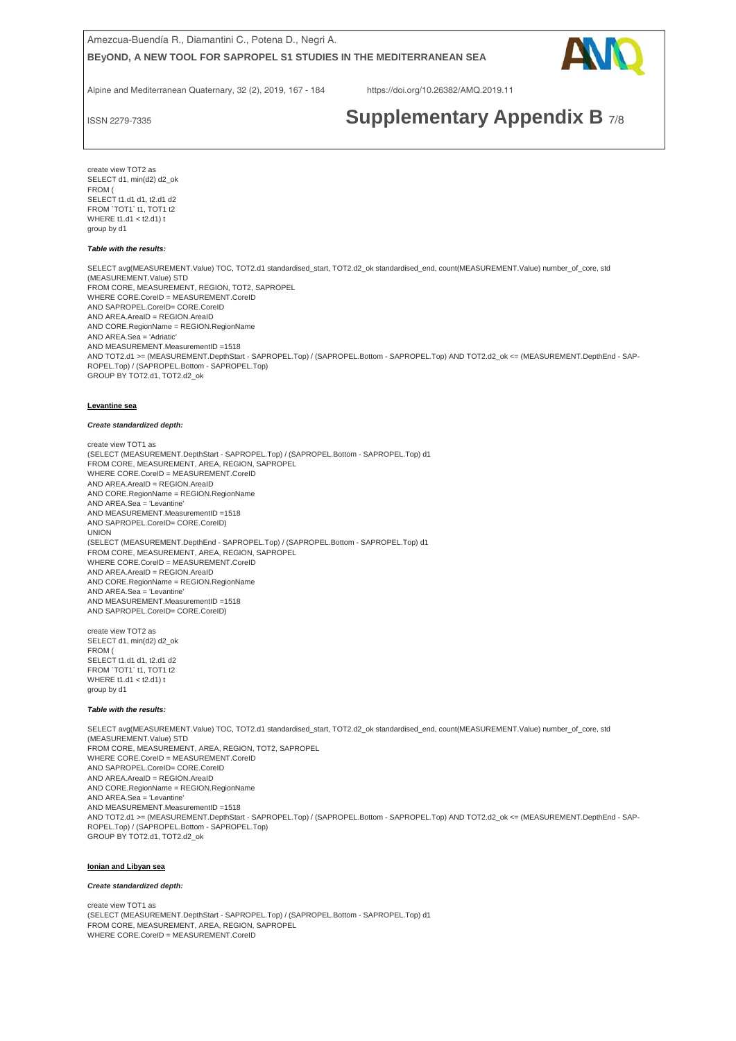```
create view TOT2 as
SELECT d1, min(d2) d2_ok
FROM (
SELECT t1.d1 d1, t2.d1 d2
FROM `TOT1` t1, TOT1 t2
WHERE t1.d1 < t2.d1) t
group by d1
```

***Table with the results:***

```
SELECT avg(MEASUREMENT.Value) TOC, TOT2.d1 standardised_start, TOT2.d2_ok standardised_end, count(MEASUREMENT.Value) number_of_core, std
(MEASUREMENT.Value) STD
FROM CORE, MEASUREMENT, REGION, TOT2, SAPROPEL
WHERE CORE.CoreID = MEASUREMENT.CoreID
AND SAPROPEL.CoreID= CORE.CoreID
AND AREA.AreaID = REGION.AreaID
AND CORE.RegionName = REGION.RegionName
AND AREA.Sea = 'Adriatic'
AND MEASUREMENT.MeasurementID =1518
AND TOT2.d1 >= (MEASUREMENT.DepthStart - SAPROPEL.Top) / (SAPROPEL.Bottom - SAPROPEL.Top) AND TOT2.d2_ok <= (MEASUREMENT.DepthEnd - SAP-
ROPEL.Top) / (SAPROPEL.Bottom - SAPROPEL.Top)
GROUP BY TOT2.d1, TOT2.d2_ok
```

**Levantine sea**

***Create standardized depth:***

```
create view TOT1 as
(SELECT (MEASUREMENT.DepthStart - SAPROPEL.Top) / (SAPROPEL.Bottom - SAPROPEL.Top) d1
FROM CORE, MEASUREMENT, AREA, REGION, SAPROPEL
WHERE CORE.CoreID = MEASUREMENT.CoreID
AND AREA.AreaID = REGION.AreaID
AND CORE.RegionName = REGION.RegionName
AND AREA.Sea = 'Levantine'
AND MEASUREMENT.MeasurementID =1518
AND SAPROPEL.CoreID= CORE.CoreID)
UNION
(SELECT (MEASUREMENT.DepthEnd - SAPROPEL.Top) / (SAPROPEL.Bottom - SAPROPEL.Top) d1
FROM CORE, MEASUREMENT, AREA, REGION, SAPROPEL
WHERE CORE.CoreID = MEASUREMENT.CoreID
AND AREA.AreaID = REGION.AreaID
AND CORE.RegionName = REGION.RegionName
AND AREA.Sea = 'Levantine'
AND MEASUREMENT.MeasurementID =1518
AND SAPROPEL.CoreID= CORE.CoreID)
```

```
create view TOT2 as
SELECT d1, min(d2) d2_ok
FROM (
SELECT t1.d1 d1, t2.d1 d2
FROM `TOT1` t1, TOT1 t2
WHERE t1.d1 < t2.d1) t
group by d1
```

***Table with the results:***

```
SELECT avg(MEASUREMENT.Value) TOC, TOT2.d1 standardised_start, TOT2.d2_ok standardised_end, count(MEASUREMENT.Value) number_of_core, std
(MEASUREMENT.Value) STD
FROM CORE, MEASUREMENT, AREA, REGION, TOT2, SAPROPEL
WHERE CORE.CoreID = MEASUREMENT.CoreID
AND SAPROPEL.CoreID= CORE.CoreID
AND AREA.AreaID = REGION.AreaID
AND CORE.RegionName = REGION.RegionName
AND AREA.Sea = 'Levantine'
AND MEASUREMENT.MeasurementID =1518
AND TOT2.d1 >= (MEASUREMENT.DepthStart - SAPROPEL.Top) / (SAPROPEL.Bottom - SAPROPEL.Top) AND TOT2.d2_ok <= (MEASUREMENT.DepthEnd - SAP-
ROPEL.Top) / (SAPROPEL.Bottom - SAPROPEL.Top)
GROUP BY TOT2.d1, TOT2.d2_ok
```

**Ionian and Libyan sea**

***Create standardized depth:***

```
create view TOT1 as
(SELECT (MEASUREMENT.DepthStart - SAPROPEL.Top) / (SAPROPEL.Bottom - SAPROPEL.Top) d1
FROM CORE, MEASUREMENT, AREA, REGION, SAPROPEL
WHERE CORE.CoreID = MEASUREMENT.CoreID
```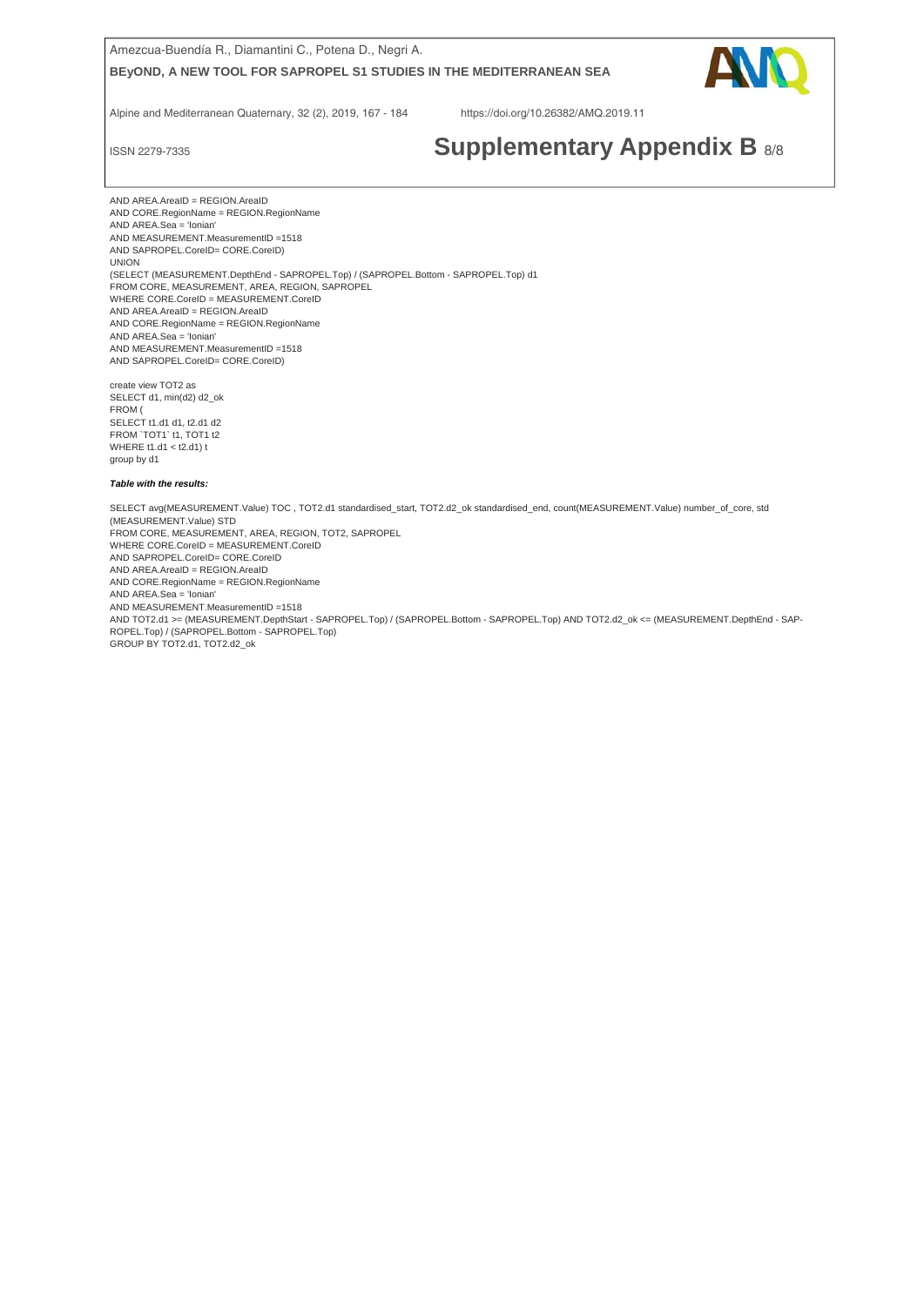```
AND AREA.AreaID = REGION.AreaID
AND CORE.RegionName = REGION.RegionName
AND AREA.Sea = 'Ionian'
AND MEASUREMENT.MeasurementID =1518
AND SAPROPEL.CoreID= CORE.CoreID)
UNION
(SELECT (MEASUREMENT.DepthEnd - SAPROPEL.Top) / (SAPROPEL.Bottom - SAPROPEL.Top) d1
FROM CORE, MEASUREMENT, AREA, REGION, SAPROPEL
WHERE CORE.CoreID = MEASUREMENT.CoreID
AND AREA.AreaID = REGION.AreaID
AND CORE.RegionName = REGION.RegionName
AND AREA.Sea = 'Ionian'
AND MEASUREMENT.MeasurementID =1518
AND SAPROPEL.CoreID= CORE.CoreID)

create view TOT2 as
SELECT d1, min(d2) d2_ok
FROM (
SELECT t1.d1 d1, t2.d1 d2
FROM `TOT1` t1, TOT1 t2
WHERE t1.d1 < t2.d1) t
group by d1
```

***Table with the results:***

```
SELECT avg(MEASUREMENT.Value) TOC , TOT2.d1 standardised_start, TOT2.d2_ok standardised_end, count(MEASUREMENT.Value) number_of_core, std
(MEASUREMENT.Value) STD
FROM CORE, MEASUREMENT, AREA, REGION, TOT2, SAPROPEL
WHERE CORE.CoreID = MEASUREMENT.CoreID
AND SAPROPEL.CoreID= CORE.CoreID
AND AREA.AreaID = REGION.AreaID
AND CORE.RegionName = REGION.RegionName
AND AREA.Sea = 'Ionian'
AND MEASUREMENT.MeasurementID =1518
AND TOT2.d1 >= (MEASUREMENT.DepthStart - SAPROPEL.Top) / (SAPROPEL.Bottom - SAPROPEL.Top) AND TOT2.d2_ok <= (MEASUREMENT.DepthEnd - SAP-
ROPEL.Top) / (SAPROPEL.Bottom - SAPROPEL.Top)
GROUP BY TOT2.d1, TOT2.d2_ok
```